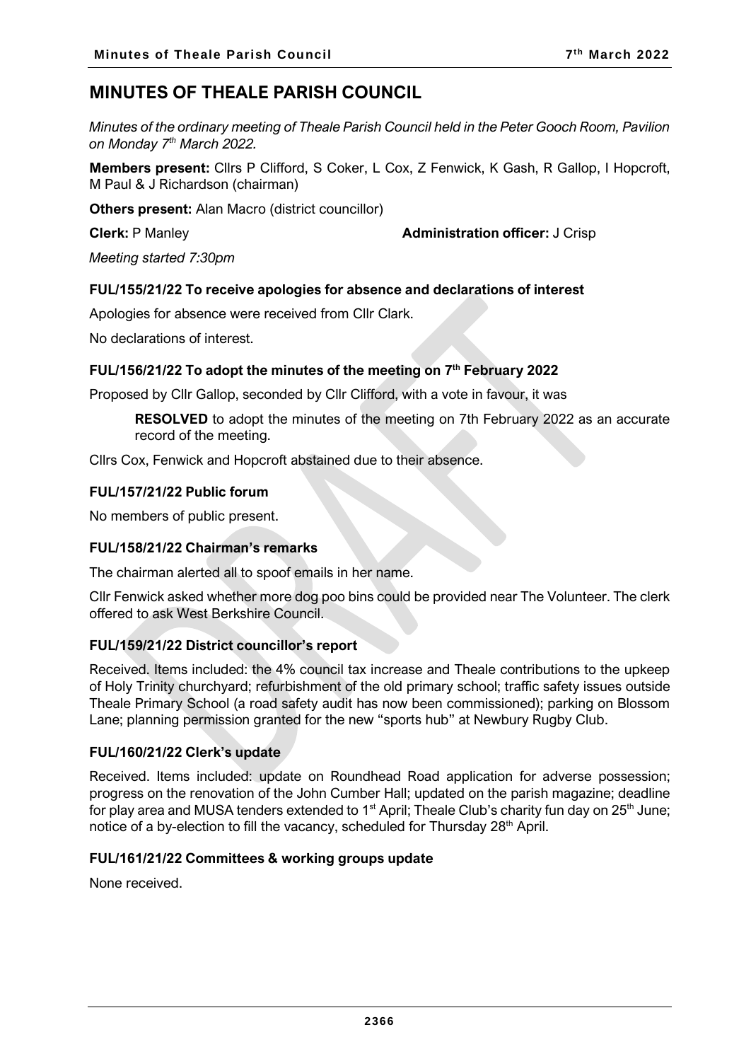# MINUTES OF THEALE PARISH COUNCIL

*Minutes of the ordinary meeting of Theale Parish Council held in the Peter Gooch Room, Pavilion on Monday 7th March 2022.*

**Members present:** Cllrs P Clifford, S Coker, L Cox, Z Fenwick, K Gash, R Gallop, I Hopcroft, M Paul & J Richardson (chairman)

**Others present:** Alan Macro (district councillor)

**Clerk:** P Manley **Administration officer:** J Crisp

*Meeting started 7:30pm*

### FUL/155/21/22 To receive apologies for absence and declarations of interest

Apologies for absence were received from Cllr Clark.

No declarations of interest.

### FUL/156/21/22 To adopt the minutes of the meeting on 7th February 2022

Proposed by Cllr Gallop, seconded by Cllr Clifford, with a vote in favour, it was

> **RESOLVED** to adopt the minutes of the meeting on 7th February 2022 as an accurate record of the meeting.

Cllrs Cox, Fenwick and Hopcroft abstained due to their absence.

### FUL/157/21/22 Public forum

No members of public present.

### FUL/158/21/22 Chairman's remarks

The chairman alerted all to spoof emails in her name.

Cllr Fenwick asked whether more dog poo bins could be provided near The Volunteer. The clerk offered to ask West Berkshire Council.

### FUL/159/21/22 District councillor's report

Received. Items included: the 4% council tax increase and Theale contributions to the upkeep of Holy Trinity churchyard; refurbishment of the old primary school; traffic safety issues outside Theale Primary School (a road safety audit has now been commissioned); parking on Blossom Lane; planning permission granted for the new "sports hub" at Newbury Rugby Club.

### FUL/160/21/22 Clerk's update

Received. Items included: update on Roundhead Road application for adverse possession; progress on the renovation of the John Cumber Hall; updated on the parish magazine; deadline for play area and MUSA tenders extended to 1st April; Theale Club's charity fun day on 25th June; notice of a by-election to fill the vacancy, scheduled for Thursday 28th April.

### FUL/161/21/22 Committees & working groups update

None received.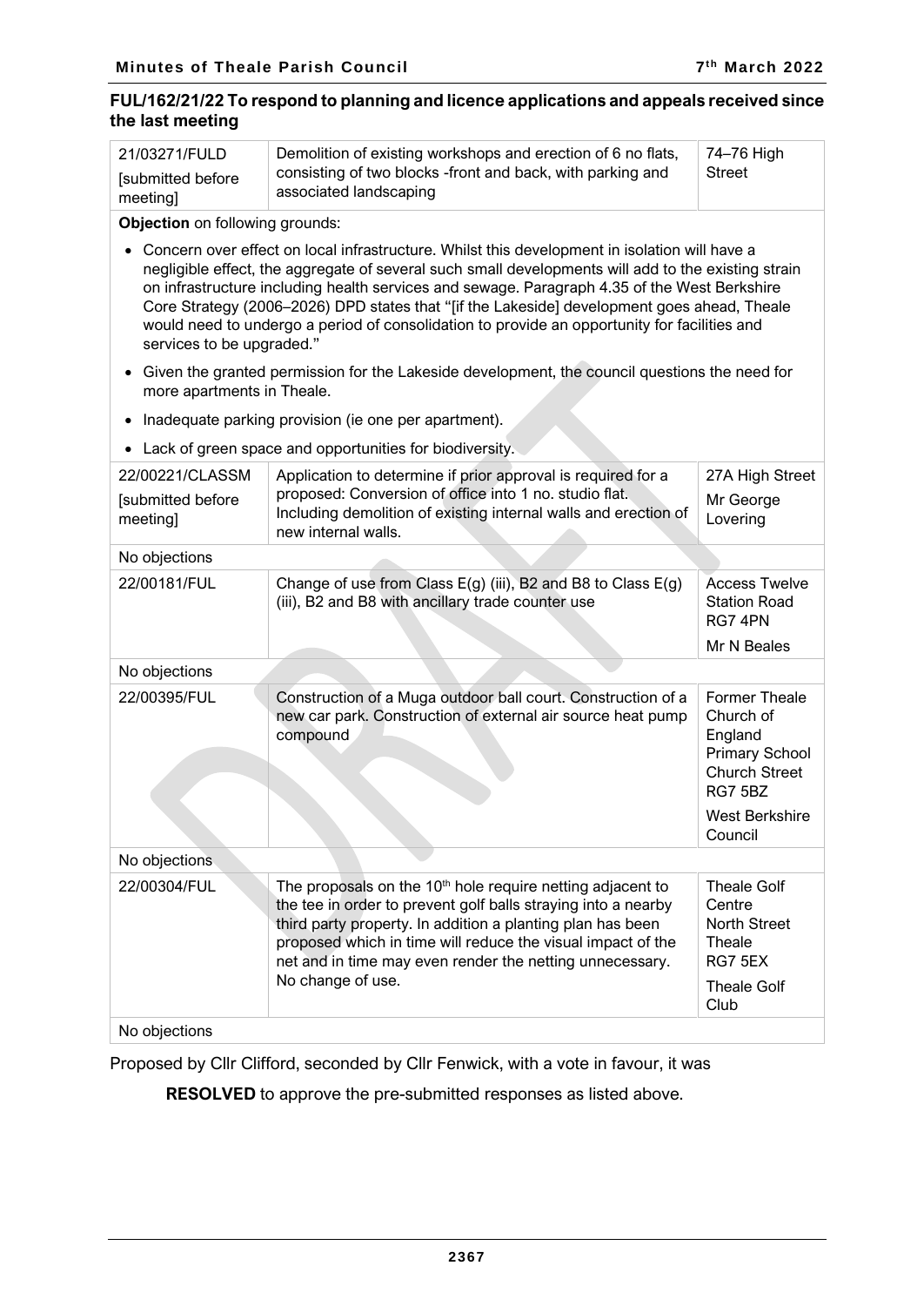**FUL/162/21/22 To respond to planning and licence applications and appeals received since the last meeting**

| | | |
|---|---|---|
| 21/03271/FULD [submitted before meeting] | Demolition of existing workshops and erection of 6 no flats, consisting of two blocks -front and back, with parking and associated landscaping | 74–76 High Street |

**Objection** on following grounds:

- Concern over effect on local infrastructure. Whilst this development in isolation will have a negligible effect, the aggregate of several such small developments will add to the existing strain on infrastructure including health services and sewage. Paragraph 4.35 of the West Berkshire Core Strategy (2006–2026) DPD states that "[if the Lakeside] development goes ahead, Theale would need to undergo a period of consolidation to provide an opportunity for facilities and services to be upgraded."
- Given the granted permission for the Lakeside development, the council questions the need for more apartments in Theale.
- Inadequate parking provision (ie one per apartment).
- Lack of green space and opportunities for biodiversity.

| | | |
|---|---|---|
| 22/00221/CLASSM [submitted before meeting] | Application to determine if prior approval is required for a proposed: Conversion of office into 1 no. studio flat. Including demolition of existing internal walls and erection of new internal walls. | 27A High Street Mr George Lovering |
| No objections | | |
| 22/00181/FUL | Change of use from Class E(g) (iii), B2 and B8 to Class E(g) (iii), B2 and B8 with ancillary trade counter use | Access Twelve Station Road RG7 4PN Mr N Beales |
| No objections | | |
| 22/00395/FUL | Construction of a Muga outdoor ball court. Construction of a new car park. Construction of external air source heat pump compound | Former Theale Church of England Primary School Church Street RG7 5BZ West Berkshire Council |
| No objections | | |
| 22/00304/FUL | The proposals on the 10th hole require netting adjacent to the tee in order to prevent golf balls straying into a nearby third party property. In addition a planting plan has been proposed which in time will reduce the visual impact of the net and in time may even render the netting unnecessary. No change of use. | Theale Golf Centre North Street Theale RG7 5EX Theale Golf Club |
| No objections | | |

Proposed by Cllr Clifford, seconded by Cllr Fenwick, with a vote in favour, it was

**RESOLVED** to approve the pre-submitted responses as listed above.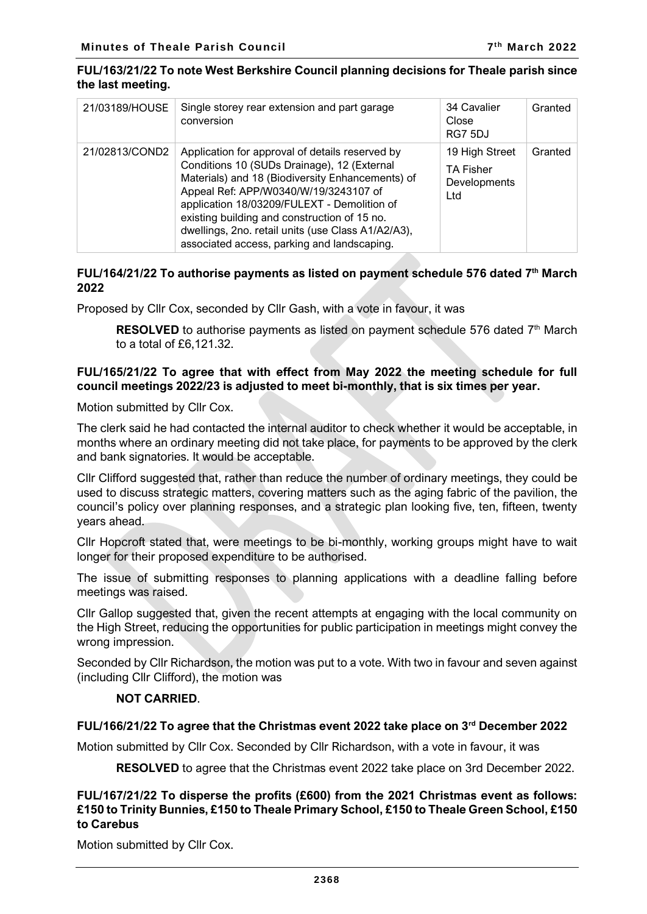**FUL/163/21/22 To note West Berkshire Council planning decisions for Theale parish since the last meeting.**

| 21/03189/HOUSE | Single storey rear extension and part garage conversion | 34 Cavalier Close RG7 5DJ | Granted |
|---|---|---|---|
| 21/02813/COND2 | Application for approval of details reserved by Conditions 10 (SUDs Drainage), 12 (External Materials) and 18 (Biodiversity Enhancements) of Appeal Ref: APP/W0340/W/19/3243107 of application 18/03209/FULEXT - Demolition of existing building and construction of 15 no. dwellings, 2no. retail units (use Class A1/A2/A3), associated access, parking and landscaping. | 19 High Street TA Fisher Developments Ltd | Granted |

**FUL/164/21/22 To authorise payments as listed on payment schedule 576 dated 7th March 2022**

Proposed by Cllr Cox, seconded by Cllr Gash, with a vote in favour, it was

> **RESOLVED** to authorise payments as listed on payment schedule 576 dated 7th March to a total of £6,121.32.

**FUL/165/21/22 To agree that with effect from May 2022 the meeting schedule for full council meetings 2022/23 is adjusted to meet bi-monthly, that is six times per year.**

Motion submitted by Cllr Cox.

The clerk said he had contacted the internal auditor to check whether it would be acceptable, in months where an ordinary meeting did not take place, for payments to be approved by the clerk and bank signatories. It would be acceptable.

Cllr Clifford suggested that, rather than reduce the number of ordinary meetings, they could be used to discuss strategic matters, covering matters such as the aging fabric of the pavilion, the council's policy over planning responses, and a strategic plan looking five, ten, fifteen, twenty years ahead.

Cllr Hopcroft stated that, were meetings to be bi-monthly, working groups might have to wait longer for their proposed expenditure to be authorised.

The issue of submitting responses to planning applications with a deadline falling before meetings was raised.

Cllr Gallop suggested that, given the recent attempts at engaging with the local community on the High Street, reducing the opportunities for public participation in meetings might convey the wrong impression.

Seconded by Cllr Richardson, the motion was put to a vote. With two in favour and seven against (including Cllr Clifford), the motion was

> **NOT CARRIED**.

**FUL/166/21/22 To agree that the Christmas event 2022 take place on 3rd December 2022**

Motion submitted by Cllr Cox. Seconded by Cllr Richardson, with a vote in favour, it was

> **RESOLVED** to agree that the Christmas event 2022 take place on 3rd December 2022.

**FUL/167/21/22 To disperse the profits (£600) from the 2021 Christmas event as follows: £150 to Trinity Bunnies, £150 to Theale Primary School, £150 to Theale Green School, £150 to Carebus**

Motion submitted by Cllr Cox.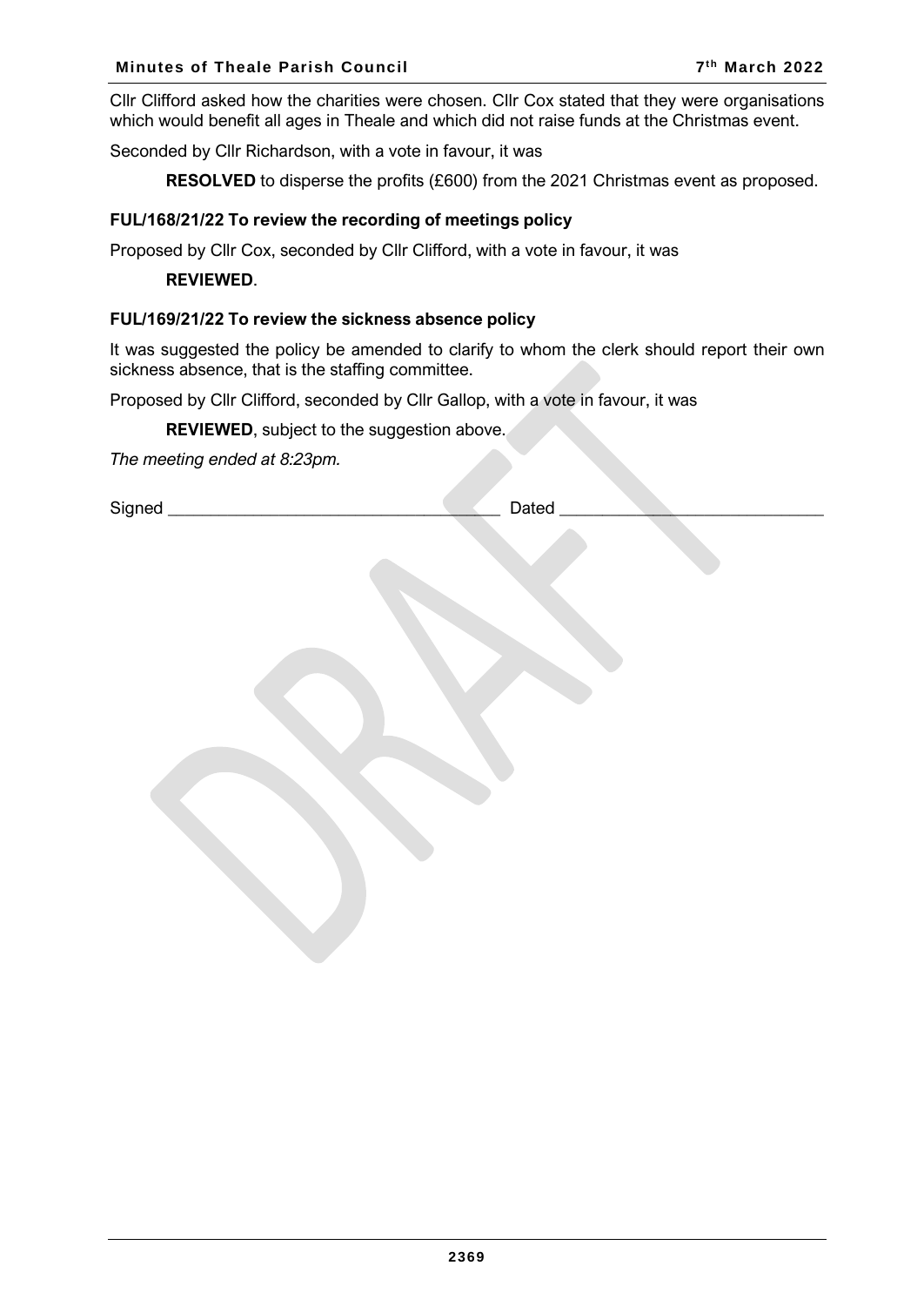Cllr Clifford asked how the charities were chosen. Cllr Cox stated that they were organisations which would benefit all ages in Theale and which did not raise funds at the Christmas event.

Seconded by Cllr Richardson, with a vote in favour, it was

> **RESOLVED** to disperse the profits (£600) from the 2021 Christmas event as proposed.

### FUL/168/21/22 To review the recording of meetings policy

Proposed by Cllr Cox, seconded by Cllr Clifford, with a vote in favour, it was

> **REVIEWED**.

### FUL/169/21/22 To review the sickness absence policy

It was suggested the policy be amended to clarify to whom the clerk should report their own sickness absence, that is the staffing committee.

Proposed by Cllr Clifford, seconded by Cllr Gallop, with a vote in favour, it was

> **REVIEWED**, subject to the suggestion above.

*The meeting ended at 8:23pm.*

Signed ___________________________________ Dated ___________________________